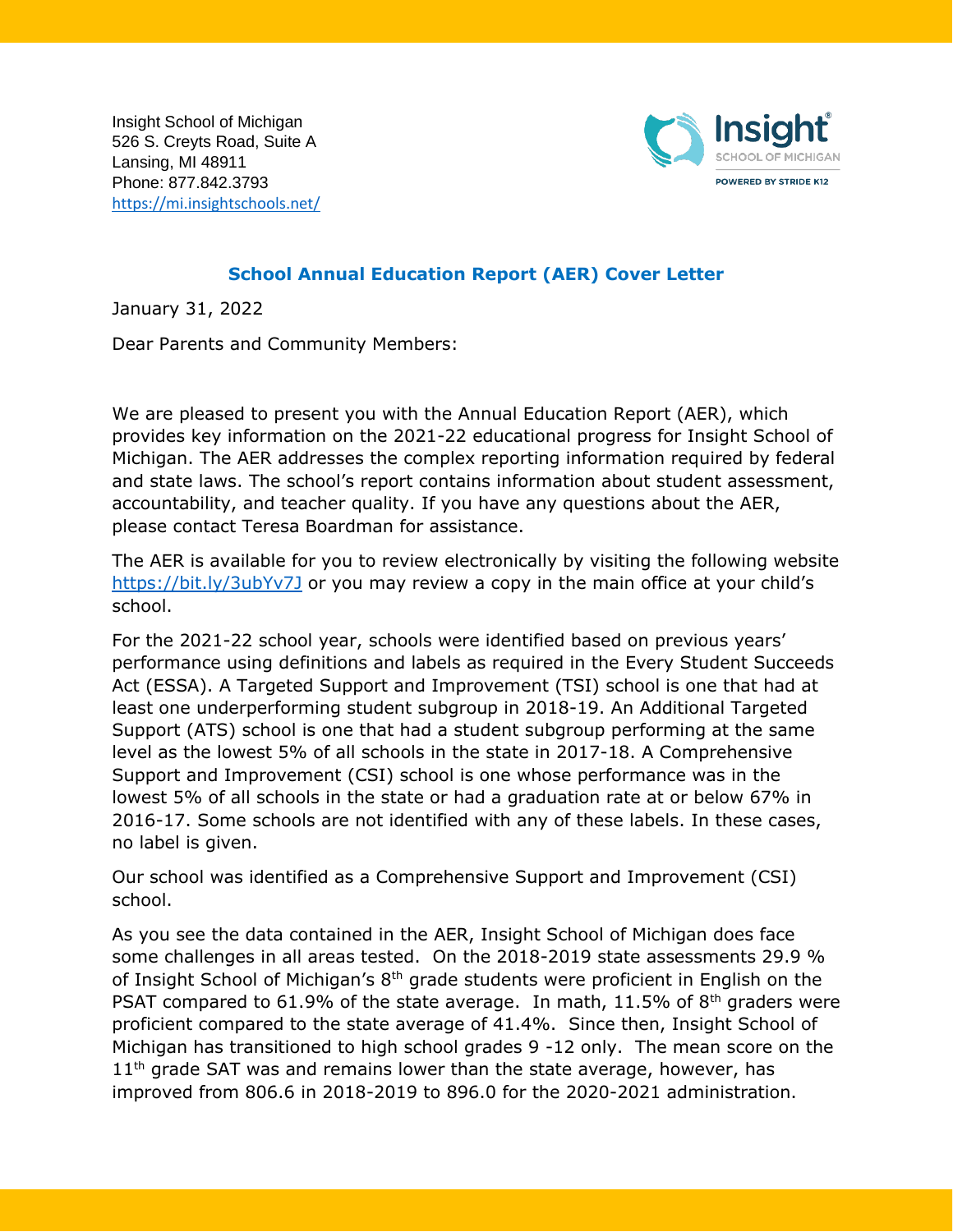Insight School of Michigan
526 S. Creyts Road, Suite A
Lansing, MI 48911
Phone: 877.842.3793
https://mi.insightschools.net/

## School Annual Education Report (AER) Cover Letter

January 31, 2022

Dear Parents and Community Members:

We are pleased to present you with the Annual Education Report (AER), which provides key information on the 2021-22 educational progress for Insight School of Michigan. The AER addresses the complex reporting information required by federal and state laws. The school's report contains information about student assessment, accountability, and teacher quality. If you have any questions about the AER, please contact Teresa Boardman for assistance.

The AER is available for you to review electronically by visiting the following website https://bit.ly/3ubYv7J or you may review a copy in the main office at your child's school.

For the 2021-22 school year, schools were identified based on previous years' performance using definitions and labels as required in the Every Student Succeeds Act (ESSA). A Targeted Support and Improvement (TSI) school is one that had at least one underperforming student subgroup in 2018-19. An Additional Targeted Support (ATS) school is one that had a student subgroup performing at the same level as the lowest 5% of all schools in the state in 2017-18. A Comprehensive Support and Improvement (CSI) school is one whose performance was in the lowest 5% of all schools in the state or had a graduation rate at or below 67% in 2016-17. Some schools are not identified with any of these labels. In these cases, no label is given.

Our school was identified as a Comprehensive Support and Improvement (CSI) school.

As you see the data contained in the AER, Insight School of Michigan does face some challenges in all areas tested. On the 2018-2019 state assessments 29.9 % of Insight School of Michigan's 8th grade students were proficient in English on the PSAT compared to 61.9% of the state average. In math, 11.5% of 8th graders were proficient compared to the state average of 41.4%. Since then, Insight School of Michigan has transitioned to high school grades 9 -12 only. The mean score on the 11th grade SAT was and remains lower than the state average, however, has improved from 806.6 in 2018-2019 to 896.0 for the 2020-2021 administration.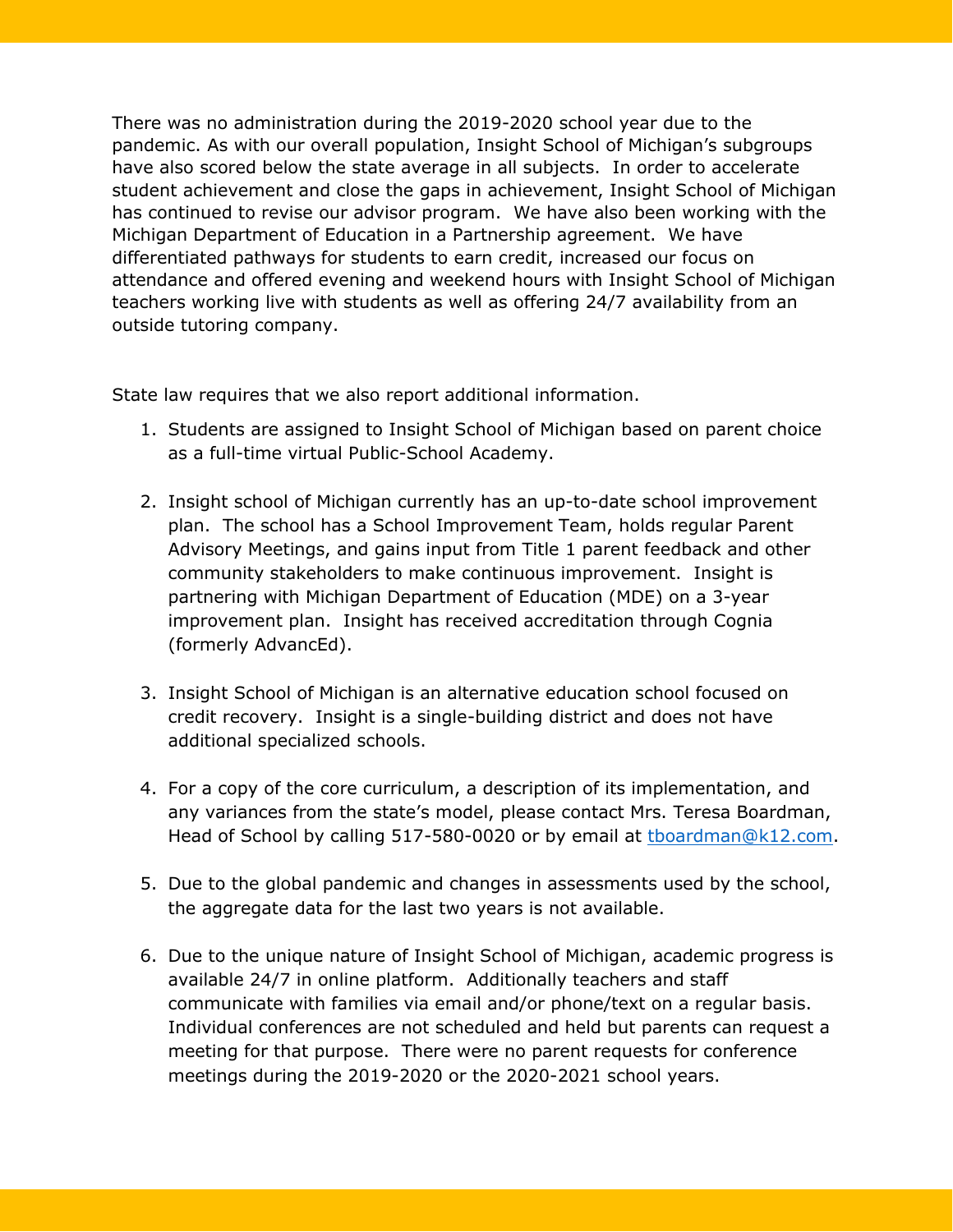There was no administration during the 2019-2020 school year due to the pandemic. As with our overall population, Insight School of Michigan's subgroups have also scored below the state average in all subjects. In order to accelerate student achievement and close the gaps in achievement, Insight School of Michigan has continued to revise our advisor program. We have also been working with the Michigan Department of Education in a Partnership agreement. We have differentiated pathways for students to earn credit, increased our focus on attendance and offered evening and weekend hours with Insight School of Michigan teachers working live with students as well as offering 24/7 availability from an outside tutoring company.

State law requires that we also report additional information.

1. Students are assigned to Insight School of Michigan based on parent choice as a full-time virtual Public-School Academy.

2. Insight school of Michigan currently has an up-to-date school improvement plan. The school has a School Improvement Team, holds regular Parent Advisory Meetings, and gains input from Title 1 parent feedback and other community stakeholders to make continuous improvement. Insight is partnering with Michigan Department of Education (MDE) on a 3-year improvement plan. Insight has received accreditation through Cognia (formerly AdvancEd).

3. Insight School of Michigan is an alternative education school focused on credit recovery. Insight is a single-building district and does not have additional specialized schools.

4. For a copy of the core curriculum, a description of its implementation, and any variances from the state's model, please contact Mrs. Teresa Boardman, Head of School by calling 517-580-0020 or by email at [tboardman@k12.com](mailto:tboardman@k12.com).

5. Due to the global pandemic and changes in assessments used by the school, the aggregate data for the last two years is not available.

6. Due to the unique nature of Insight School of Michigan, academic progress is available 24/7 in online platform. Additionally teachers and staff communicate with families via email and/or phone/text on a regular basis. Individual conferences are not scheduled and held but parents can request a meeting for that purpose. There were no parent requests for conference meetings during the 2019-2020 or the 2020-2021 school years.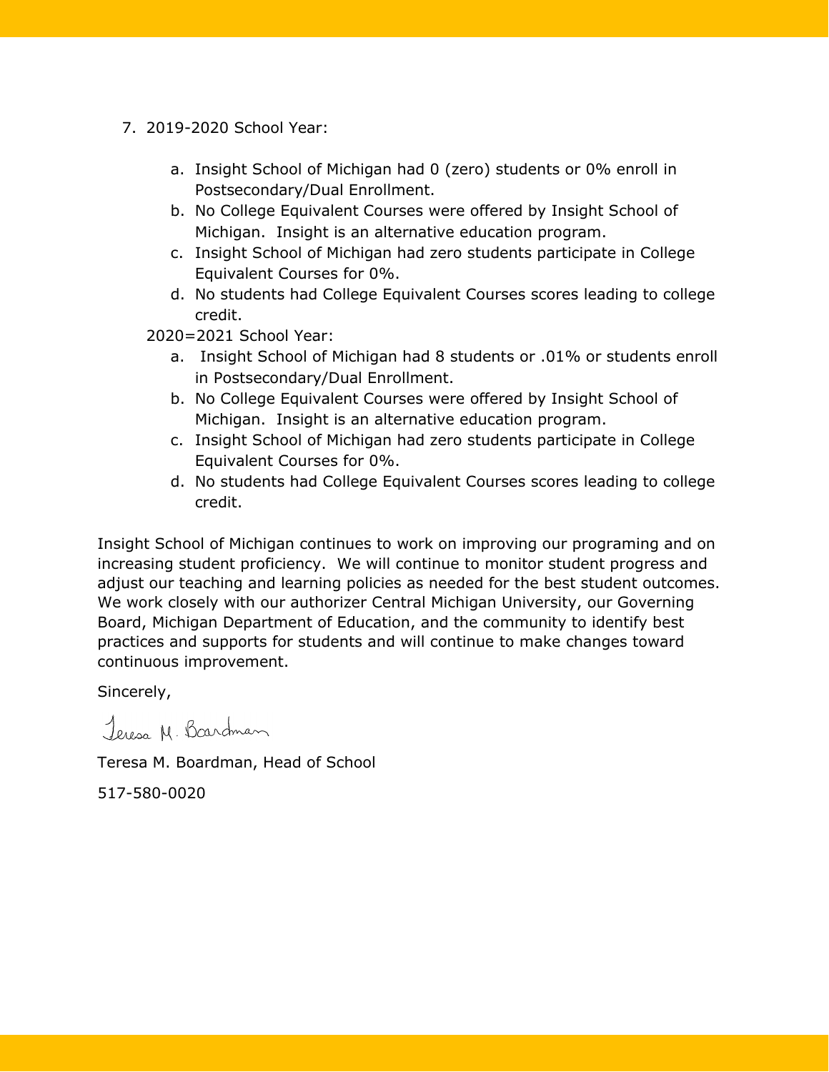7. 2019-2020 School Year:

    a. Insight School of Michigan had 0 (zero) students or 0% enroll in Postsecondary/Dual Enrollment.
    b. No College Equivalent Courses were offered by Insight School of Michigan. Insight is an alternative education program.
    c. Insight School of Michigan had zero students participate in College Equivalent Courses for 0%.
    d. No students had College Equivalent Courses scores leading to college credit.

   2020=2021 School Year:

    a. Insight School of Michigan had 8 students or .01% or students enroll in Postsecondary/Dual Enrollment.
    b. No College Equivalent Courses were offered by Insight School of Michigan. Insight is an alternative education program.
    c. Insight School of Michigan had zero students participate in College Equivalent Courses for 0%.
    d. No students had College Equivalent Courses scores leading to college credit.

Insight School of Michigan continues to work on improving our programing and on increasing student proficiency. We will continue to monitor student progress and adjust our teaching and learning policies as needed for the best student outcomes. We work closely with our authorizer Central Michigan University, our Governing Board, Michigan Department of Education, and the community to identify best practices and supports for students and will continue to make changes toward continuous improvement.

Sincerely,

Teresa M. Boardman

Teresa M. Boardman, Head of School

517-580-0020